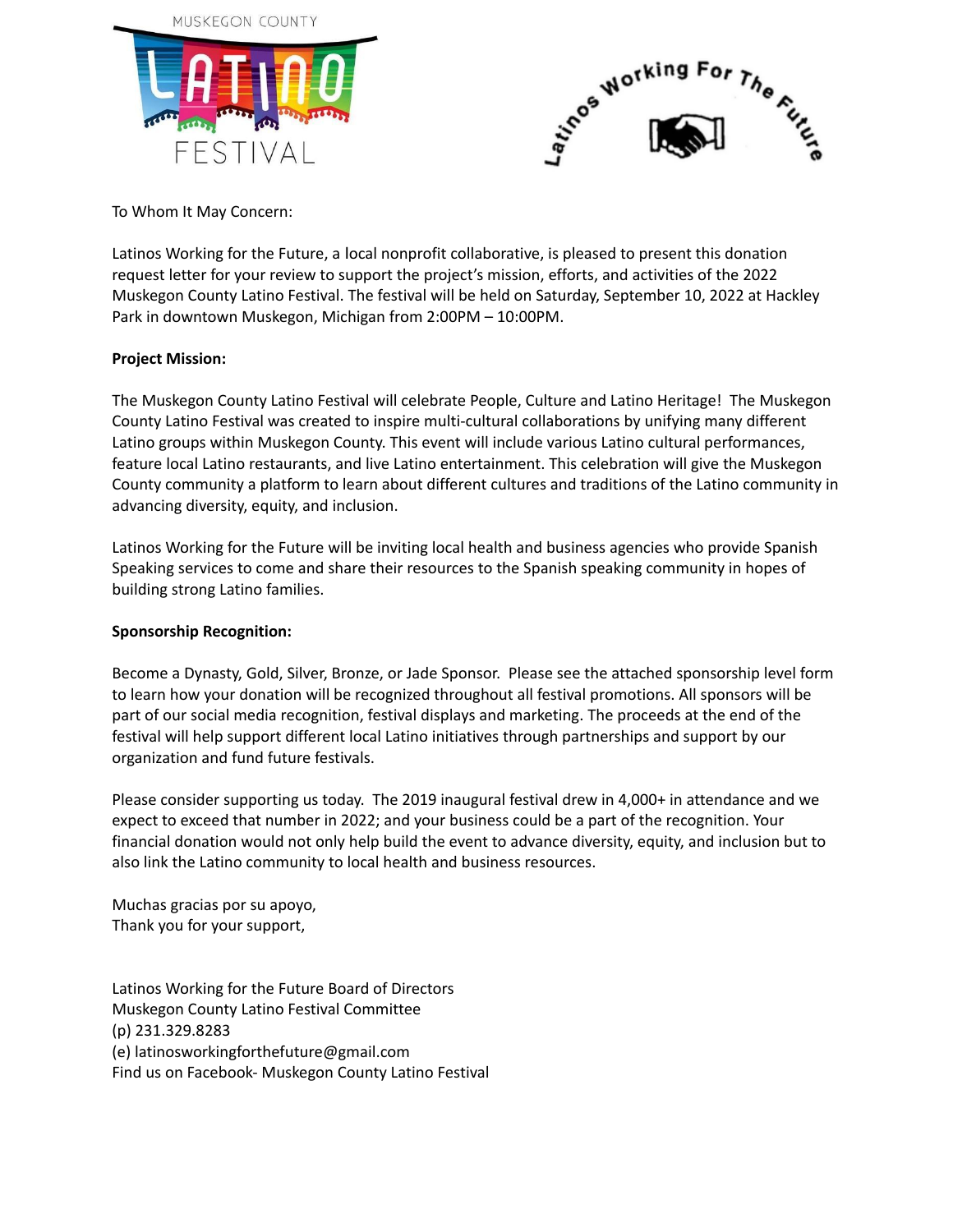To Whom It May Concern:

Latinos Working for the Future, a local nonprofit collaborative, is pleased to present this donation request letter for your review to support the project's mission, efforts, and activities of the 2022 Muskegon County Latino Festival. The festival will be held on Saturday, September 10, 2022 at Hackley Park in downtown Muskegon, Michigan from 2:00PM – 10:00PM.

**Project Mission:**

The Muskegon County Latino Festival will celebrate People, Culture and Latino Heritage! The Muskegon County Latino Festival was created to inspire multi-cultural collaborations by unifying many different Latino groups within Muskegon County. This event will include various Latino cultural performances, feature local Latino restaurants, and live Latino entertainment. This celebration will give the Muskegon County community a platform to learn about different cultures and traditions of the Latino community in advancing diversity, equity, and inclusion.

Latinos Working for the Future will be inviting local health and business agencies who provide Spanish Speaking services to come and share their resources to the Spanish speaking community in hopes of building strong Latino families.

**Sponsorship Recognition:**

Become a Dynasty, Gold, Silver, Bronze, or Jade Sponsor. Please see the attached sponsorship level form to learn how your donation will be recognized throughout all festival promotions. All sponsors will be part of our social media recognition, festival displays and marketing. The proceeds at the end of the festival will help support different local Latino initiatives through partnerships and support by our organization and fund future festivals.

Please consider supporting us today. The 2019 inaugural festival drew in 4,000+ in attendance and we expect to exceed that number in 2022; and your business could be a part of the recognition. Your financial donation would not only help build the event to advance diversity, equity, and inclusion but to also link the Latino community to local health and business resources.

Muchas gracias por su apoyo,
Thank you for your support,

Latinos Working for the Future Board of Directors
Muskegon County Latino Festival Committee
(p) 231.329.8283
(e) latinosworkingforthefuture@gmail.com
Find us on Facebook- Muskegon County Latino Festival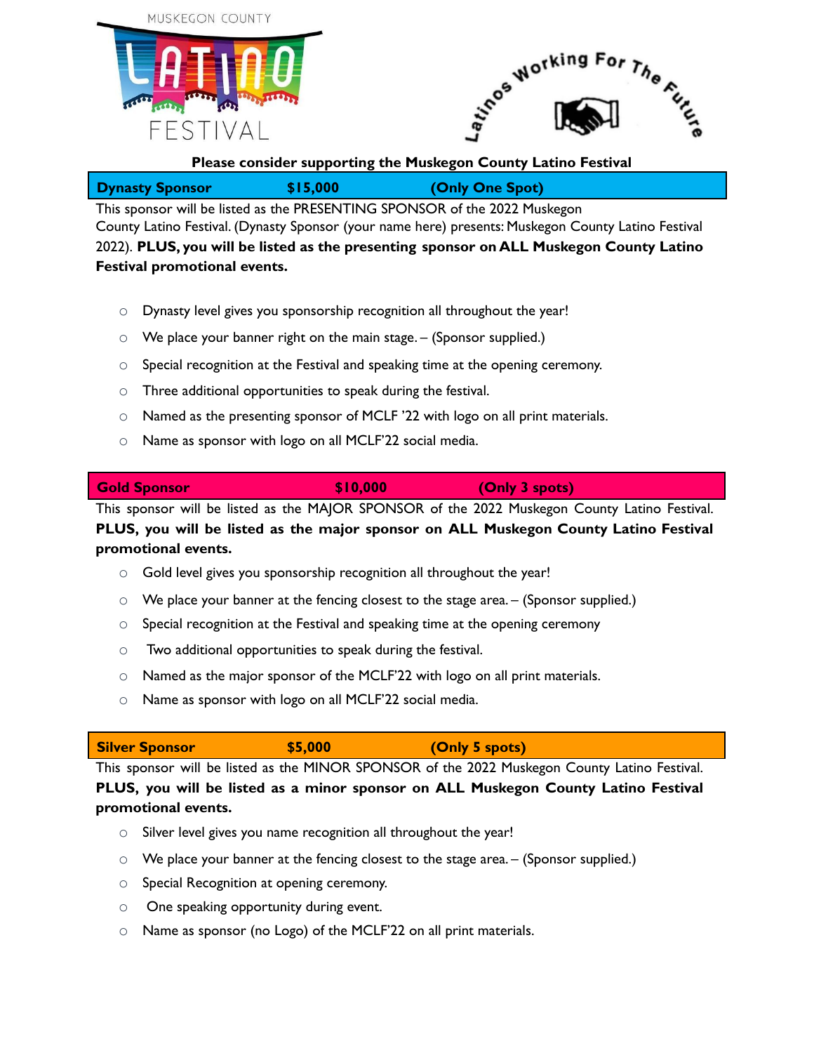MUSKEGON COUNTY LATINO FESTIVAL

Latinos Working For The Future

**Please consider supporting the Muskegon County Latino Festival**

| **Dynasty Sponsor** | **$15,000** | **(Only One Spot)** |
|---|---|---|

This sponsor will be listed as the PRESENTING SPONSOR of the 2022 Muskegon County Latino Festival. (Dynasty Sponsor (your name here) presents: Muskegon County Latino Festival 2022). **PLUS, you will be listed as the presenting sponsor on ALL Muskegon County Latino Festival promotional events.**

- Dynasty level gives you sponsorship recognition all throughout the year!
- We place your banner right on the main stage. – (Sponsor supplied.)
- Special recognition at the Festival and speaking time at the opening ceremony.
- Three additional opportunities to speak during the festival.
- Named as the presenting sponsor of MCLF '22 with logo on all print materials.
- Name as sponsor with logo on all MCLF'22 social media.

| **Gold Sponsor** | **$10,000** | **(Only 3 spots)** |
|---|---|---|

This sponsor will be listed as the MAJOR SPONSOR of the 2022 Muskegon County Latino Festival. **PLUS, you will be listed as the major sponsor on ALL Muskegon County Latino Festival promotional events.**

- Gold level gives you sponsorship recognition all throughout the year!
- We place your banner at the fencing closest to the stage area. – (Sponsor supplied.)
- Special recognition at the Festival and speaking time at the opening ceremony
- Two additional opportunities to speak during the festival.
- Named as the major sponsor of the MCLF'22 with logo on all print materials.
- Name as sponsor with logo on all MCLF'22 social media.

| **Silver Sponsor** | **$5,000** | **(Only 5 spots)** |
|---|---|---|

This sponsor will be listed as the MINOR SPONSOR of the 2022 Muskegon County Latino Festival. **PLUS, you will be listed as a minor sponsor on ALL Muskegon County Latino Festival promotional events.**

- Silver level gives you name recognition all throughout the year!
- We place your banner at the fencing closest to the stage area. – (Sponsor supplied.)
- Special Recognition at opening ceremony.
- One speaking opportunity during event.
- Name as sponsor (no Logo) of the MCLF'22 on all print materials.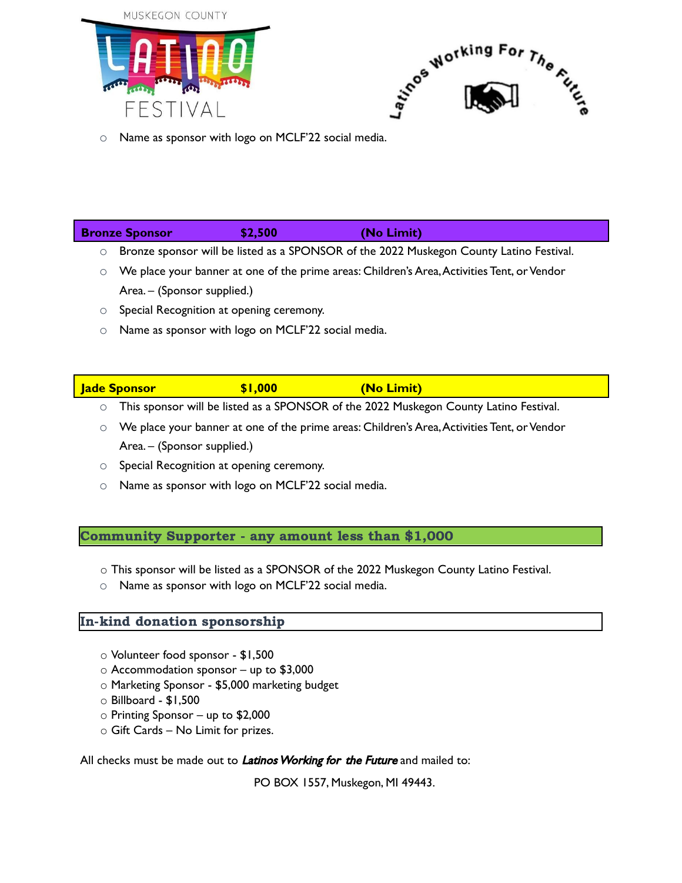- Name as sponsor with logo on MCLF'22 social media.

## Bronze Sponsor $2,500 (No Limit)

- Bronze sponsor will be listed as a SPONSOR of the 2022 Muskegon County Latino Festival.
- We place your banner at one of the prime areas: Children's Area, Activities Tent, or Vendor Area. – (Sponsor supplied.)
- Special Recognition at opening ceremony.
- Name as sponsor with logo on MCLF'22 social media.

## Jade Sponsor $1,000 (No Limit)

- This sponsor will be listed as a SPONSOR of the 2022 Muskegon County Latino Festival.
- We place your banner at one of the prime areas: Children's Area, Activities Tent, or Vendor Area. – (Sponsor supplied.)
- Special Recognition at opening ceremony.
- Name as sponsor with logo on MCLF'22 social media.

## Community Supporter - any amount less than $1,000

- This sponsor will be listed as a SPONSOR of the 2022 Muskegon County Latino Festival.
- Name as sponsor with logo on MCLF'22 social media.

## In-kind donation sponsorship

- Volunteer food sponsor - $1,500
- Accommodation sponsor – up to $3,000
- Marketing Sponsor - $5,000 marketing budget
- Billboard - $1,500
- Printing Sponsor – up to $2,000
- Gift Cards – No Limit for prizes.

All checks must be made out to ***Latinos Working for the Future*** and mailed to:

PO BOX 1557, Muskegon, MI 49443.